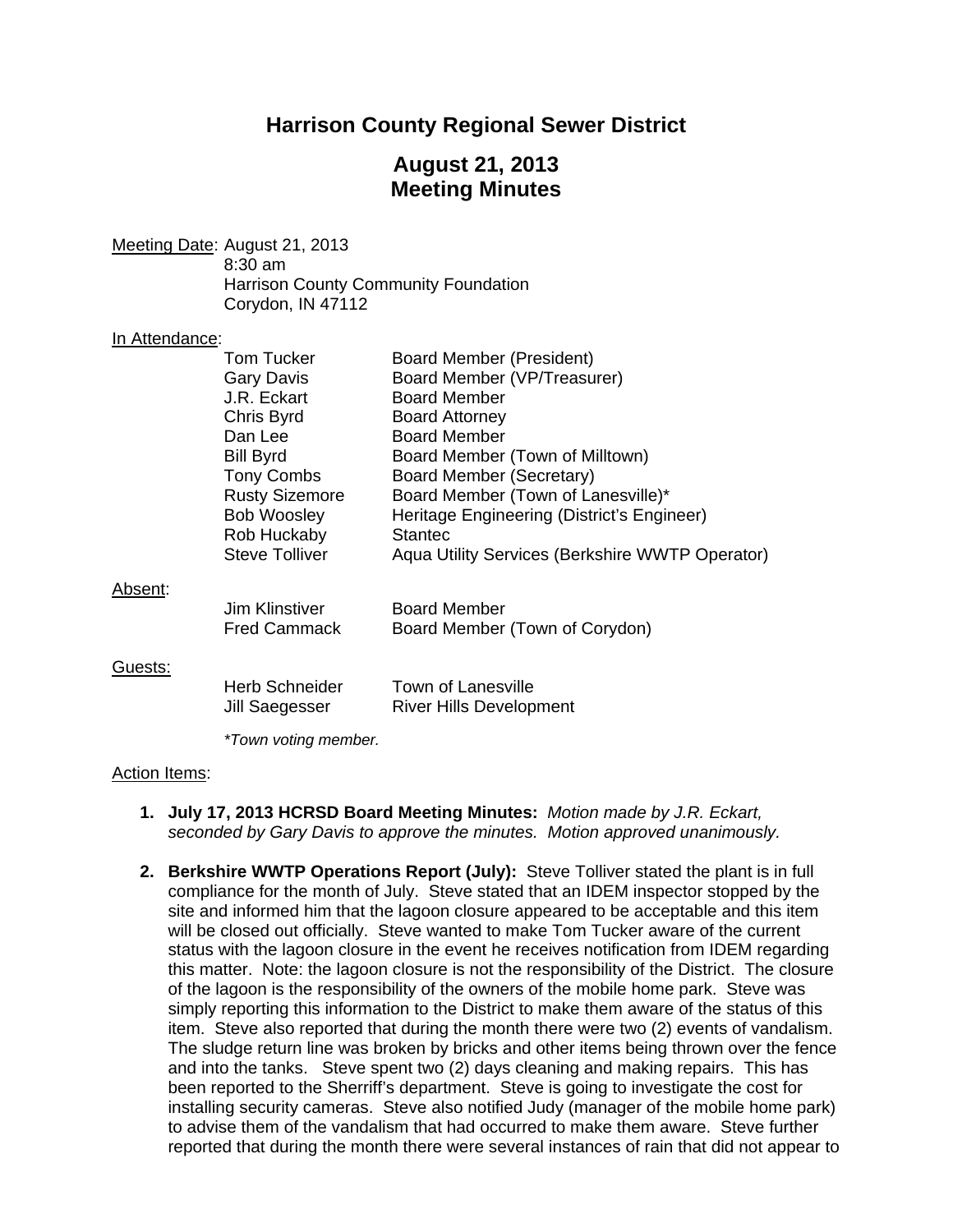# Harrison County Regional Sewer District

## August 21, 2013
## Meeting Minutes

<u>Meeting Date</u>: August 21, 2013
8:30 am
Harrison County Community Foundation
Corydon, IN 47112

<u>In Attendance</u>:

| | |
|---|---|
| Tom Tucker | Board Member (President) |
| Gary Davis | Board Member (VP/Treasurer) |
| J.R. Eckart | Board Member |
| Chris Byrd | Board Attorney |
| Dan Lee | Board Member |
| Bill Byrd | Board Member (Town of Milltown) |
| Tony Combs | Board Member (Secretary) |
| Rusty Sizemore | Board Member (Town of Lanesville)* |
| Bob Woosley | Heritage Engineering (District's Engineer) |
| Rob Huckaby | Stantec |
| Steve Tolliver | Aqua Utility Services (Berkshire WWTP Operator) |

<u>Absent</u>:

| | |
|---|---|
| Jim Klinstiver | Board Member |
| Fred Cammack | Board Member (Town of Corydon) |

<u>Guests:</u>

| | |
|---|---|
| Herb Schneider | Town of Lanesville |
| Jill Saegesser | River Hills Development |

*\*Town voting member.*

<u>Action Items</u>:

1. **July 17, 2013 HCRSD Board Meeting Minutes:** *Motion made by J.R. Eckart, seconded by Gary Davis to approve the minutes. Motion approved unanimously.*

2. **Berkshire WWTP Operations Report (July):** Steve Tolliver stated the plant is in full compliance for the month of July. Steve stated that an IDEM inspector stopped by the site and informed him that the lagoon closure appeared to be acceptable and this item will be closed out officially. Steve wanted to make Tom Tucker aware of the current status with the lagoon closure in the event he receives notification from IDEM regarding this matter. Note: the lagoon closure is not the responsibility of the District. The closure of the lagoon is the responsibility of the owners of the mobile home park. Steve was simply reporting this information to the District to make them aware of the status of this item. Steve also reported that during the month there were two (2) events of vandalism. The sludge return line was broken by bricks and other items being thrown over the fence and into the tanks. Steve spent two (2) days cleaning and making repairs. This has been reported to the Sherriff's department. Steve is going to investigate the cost for installing security cameras. Steve also notified Judy (manager of the mobile home park) to advise them of the vandalism that had occurred to make them aware. Steve further reported that during the month there were several instances of rain that did not appear to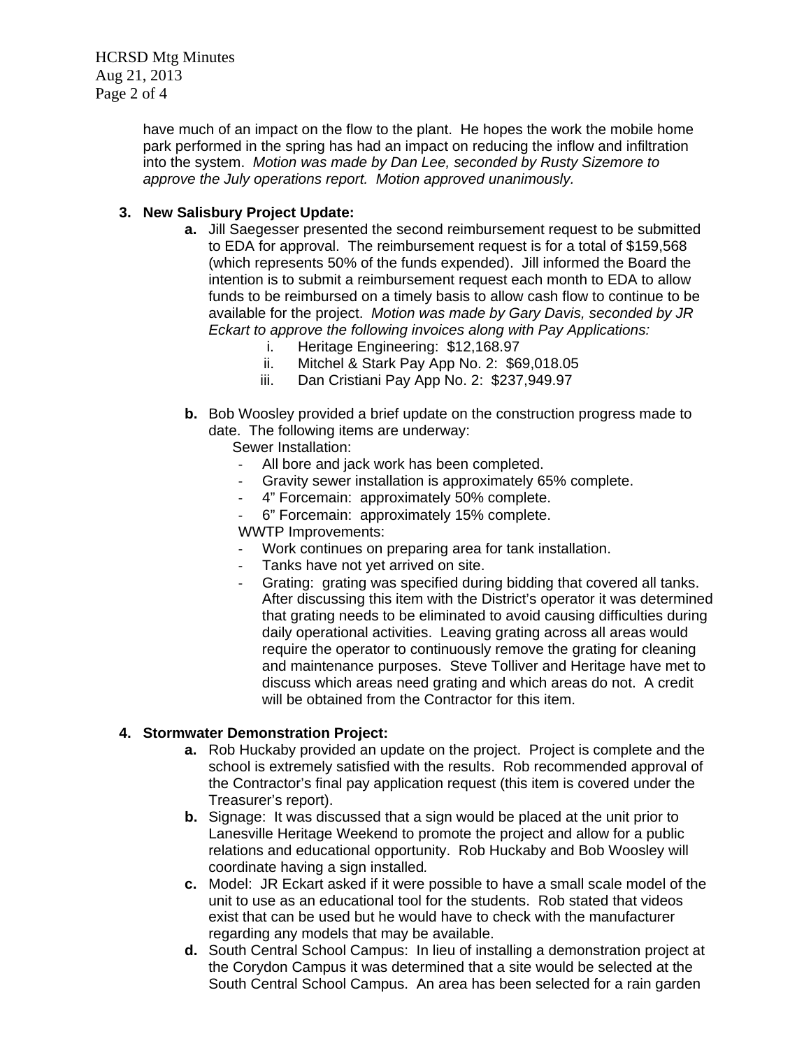have much of an impact on the flow to the plant. He hopes the work the mobile home park performed in the spring has had an impact on reducing the inflow and infiltration into the system. *Motion was made by Dan Lee, seconded by Rusty Sizemore to approve the July operations report. Motion approved unanimously.*

3. **New Salisbury Project Update:**
   - **a.** Jill Saegesser presented the second reimbursement request to be submitted to EDA for approval. The reimbursement request is for a total of $159,568 (which represents 50% of the funds expended). Jill informed the Board the intention is to submit a reimbursement request each month to EDA to allow funds to be reimbursed on a timely basis to allow cash flow to continue to be available for the project. *Motion was made by Gary Davis, seconded by JR Eckart to approve the following invoices along with Pay Applications:*
     - i. Heritage Engineering: $12,168.97
     - ii. Mitchel & Stark Pay App No. 2: $69,018.05
     - iii. Dan Cristiani Pay App No. 2: $237,949.97
   - **b.** Bob Woosley provided a brief update on the construction progress made to date. The following items are underway:

     Sewer Installation:
     - All bore and jack work has been completed.
     - Gravity sewer installation is approximately 65% complete.
     - 4" Forcemain: approximately 50% complete.
     - 6" Forcemain: approximately 15% complete.

     WWTP Improvements:
     - Work continues on preparing area for tank installation.
     - Tanks have not yet arrived on site.
     - Grating: grating was specified during bidding that covered all tanks. After discussing this item with the District's operator it was determined that grating needs to be eliminated to avoid causing difficulties during daily operational activities. Leaving grating across all areas would require the operator to continuously remove the grating for cleaning and maintenance purposes. Steve Tolliver and Heritage have met to discuss which areas need grating and which areas do not. A credit will be obtained from the Contractor for this item.

4. **Stormwater Demonstration Project:**
   - **a.** Rob Huckaby provided an update on the project. Project is complete and the school is extremely satisfied with the results. Rob recommended approval of the Contractor's final pay application request (this item is covered under the Treasurer's report).
   - **b.** Signage: It was discussed that a sign would be placed at the unit prior to Lanesville Heritage Weekend to promote the project and allow for a public relations and educational opportunity. Rob Huckaby and Bob Woosley will coordinate having a sign installed.
   - **c.** Model: JR Eckart asked if it were possible to have a small scale model of the unit to use as an educational tool for the students. Rob stated that videos exist that can be used but he would have to check with the manufacturer regarding any models that may be available.
   - **d.** South Central School Campus: In lieu of installing a demonstration project at the Corydon Campus it was determined that a site would be selected at the South Central School Campus. An area has been selected for a rain garden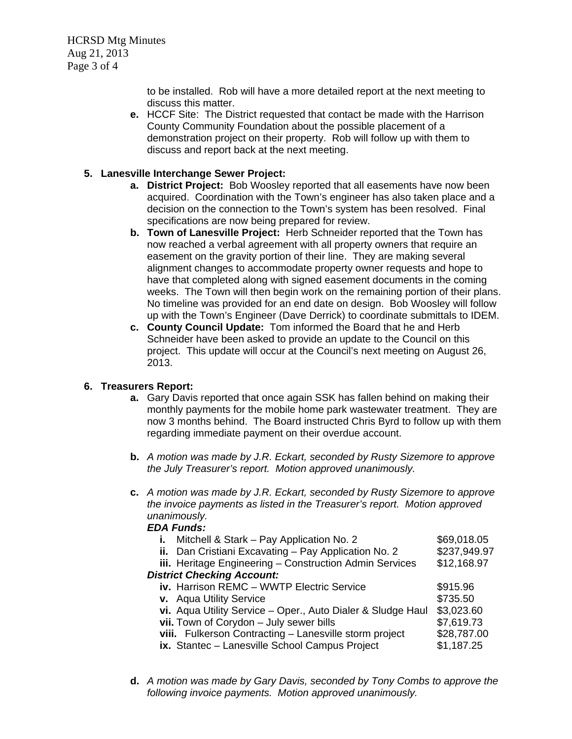to be installed. Rob will have a more detailed report at the next meeting to discuss this matter.

**e.** HCCF Site: The District requested that contact be made with the Harrison County Community Foundation about the possible placement of a demonstration project on their property. Rob will follow up with them to discuss and report back at the next meeting.

**5. Lanesville Interchange Sewer Project:**

**a. District Project:** Bob Woosley reported that all easements have now been acquired. Coordination with the Town's engineer has also taken place and a decision on the connection to the Town's system has been resolved. Final specifications are now being prepared for review.

**b. Town of Lanesville Project:** Herb Schneider reported that the Town has now reached a verbal agreement with all property owners that require an easement on the gravity portion of their line. They are making several alignment changes to accommodate property owner requests and hope to have that completed along with signed easement documents in the coming weeks. The Town will then begin work on the remaining portion of their plans. No timeline was provided for an end date on design. Bob Woosley will follow up with the Town's Engineer (Dave Derrick) to coordinate submittals to IDEM.

**c. County Council Update:** Tom informed the Board that he and Herb Schneider have been asked to provide an update to the Council on this project. This update will occur at the Council's next meeting on August 26, 2013.

**6. Treasurers Report:**

**a.** Gary Davis reported that once again SSK has fallen behind on making their monthly payments for the mobile home park wastewater treatment. They are now 3 months behind. The Board instructed Chris Byrd to follow up with them regarding immediate payment on their overdue account.

**b.** *A motion was made by J.R. Eckart, seconded by Rusty Sizemore to approve the July Treasurer's report. Motion approved unanimously.*

**c.** *A motion was made by J.R. Eckart, seconded by Rusty Sizemore to approve the invoice payments as listed in the Treasurer's report. Motion approved unanimously.*

***EDA Funds:***

| | |
|---|---|
| **i.** Mitchell & Stark – Pay Application No. 2 | $69,018.05 |
| **ii.** Dan Cristiani Excavating – Pay Application No. 2 | $237,949.97 |
| **iii.** Heritage Engineering – Construction Admin Services | $12,168.97 |

***District Checking Account:***

| | |
|---|---|
| **iv.** Harrison REMC – WWTP Electric Service | $915.96 |
| **v.** Aqua Utility Service | $735.50 |
| **vi.** Aqua Utility Service – Oper., Auto Dialer & Sludge Haul | $3,023.60 |
| **vii.** Town of Corydon – July sewer bills | $7,619.73 |
| **viii.** Fulkerson Contracting – Lanesville storm project | $28,787.00 |
| **ix.** Stantec – Lanesville School Campus Project | $1,187.25 |

**d.** *A motion was made by Gary Davis, seconded by Tony Combs to approve the following invoice payments. Motion approved unanimously.*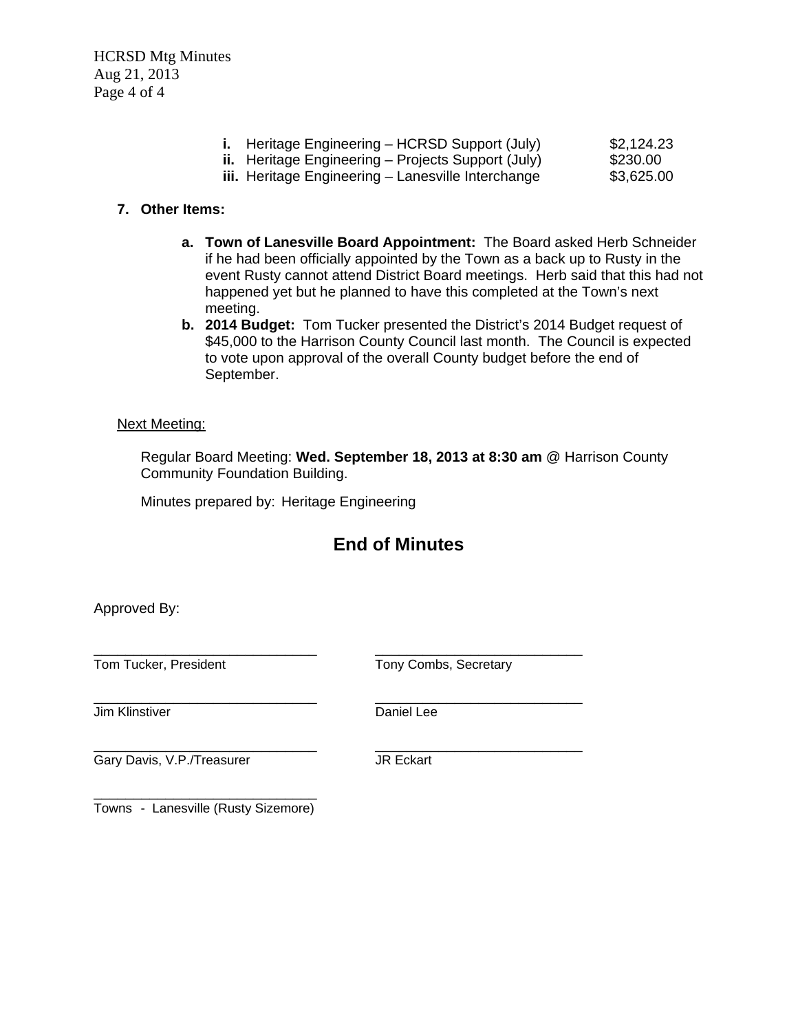- **i.** Heritage Engineering – HCRSD Support (July) $2,124.23
- **ii.** Heritage Engineering – Projects Support (July) $230.00
- **iii.** Heritage Engineering – Lanesville Interchange $3,625.00

**7. Other Items:**

- **a. Town of Lanesville Board Appointment:** The Board asked Herb Schneider if he had been officially appointed by the Town as a back up to Rusty in the event Rusty cannot attend District Board meetings. Herb said that this had not happened yet but he planned to have this completed at the Town's next meeting.
- **b. 2014 Budget:** Tom Tucker presented the District's 2014 Budget request of $45,000 to the Harrison County Council last month. The Council is expected to vote upon approval of the overall County budget before the end of September.

Next Meeting:

Regular Board Meeting: **Wed. September 18, 2013 at 8:30 am** @ Harrison County Community Foundation Building.

Minutes prepared by: Heritage Engineering

## End of Minutes

Approved By:

| | |
|---|---|
| ____________________________ Tom Tucker, President | ____________________________ Tony Combs, Secretary |
| ____________________________ Jim Klinstiver | ____________________________ Daniel Lee |
| ____________________________ Gary Davis, V.P./Treasurer | ____________________________ JR Eckart |
| ____________________________ Towns - Lanesville (Rusty Sizemore) | |